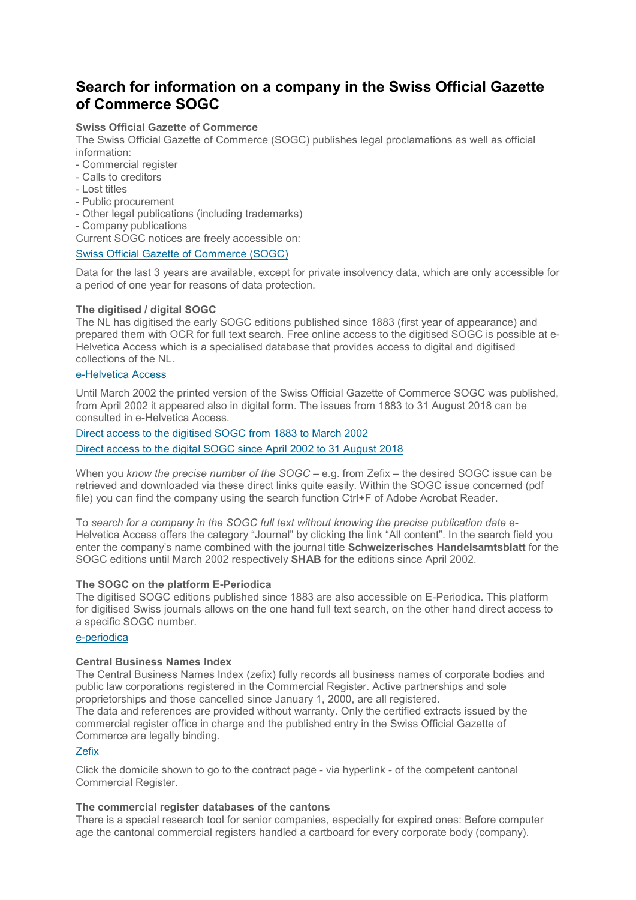# Search for information on a company in the Swiss Official Gazette of Commerce SOGC

**Swiss Official Gazette of Commerce**

The Swiss Official Gazette of Commerce (SOGC) publishes legal proclamations as well as official information:

- Commercial register
- Calls to creditors
- Lost titles
- Public procurement
- Other legal publications (including trademarks)
- Company publications

Current SOGC notices are freely accessible on:

[Swiss Official Gazette of Commerce (SOGC)]

Data for the last 3 years are available, except for private insolvency data, which are only accessible for a period of one year for reasons of data protection.

**The digitised / digital SOGC**

The NL has digitised the early SOGC editions published since 1883 (first year of appearance) and prepared them with OCR for full text search. Free online access to the digitised SOGC is possible at e-Helvetica Access which is a specialised database that provides access to digital and digitised collections of the NL.

[e-Helvetica Access]

Until March 2002 the printed version of the Swiss Official Gazette of Commerce SOGC was published, from April 2002 it appeared also in digital form. The issues from 1883 to 31 August 2018 can be consulted in e-Helvetica Access.

[Direct access to the digitised SOGC from 1883 to March 2002]

[Direct access to the digital SOGC since April 2002 to 31 August 2018]

When you *know the precise number of the SOGC* – e.g. from Zefix – the desired SOGC issue can be retrieved and downloaded via these direct links quite easily. Within the SOGC issue concerned (pdf file) you can find the company using the search function Ctrl+F of Adobe Acrobat Reader.

To *search for a company in the SOGC full text without knowing the precise publication date* e-Helvetica Access offers the category "Journal" by clicking the link "All content". In the search field you enter the company's name combined with the journal title **Schweizerisches Handelsamtsblatt** for the SOGC editions until March 2002 respectively **SHAB** for the editions since April 2002.

**The SOGC on the platform E-Periodica**

The digitised SOGC editions published since 1883 are also accessible on E-Periodica. This platform for digitised Swiss journals allows on the one hand full text search, on the other hand direct access to a specific SOGC number.

[e-periodica]

**Central Business Names Index**

The Central Business Names Index (zefix) fully records all business names of corporate bodies and public law corporations registered in the Commercial Register. Active partnerships and sole proprietorships and those cancelled since January 1, 2000, are all registered.

The data and references are provided without warranty. Only the certified extracts issued by the commercial register office in charge and the published entry in the Swiss Official Gazette of Commerce are legally binding.

[Zefix]

Click the domicile shown to go to the contract page - via hyperlink - of the competent cantonal Commercial Register.

**The commercial register databases of the cantons**

There is a special research tool for senior companies, especially for expired ones: Before computer age the cantonal commercial registers handled a cartboard for every corporate body (company).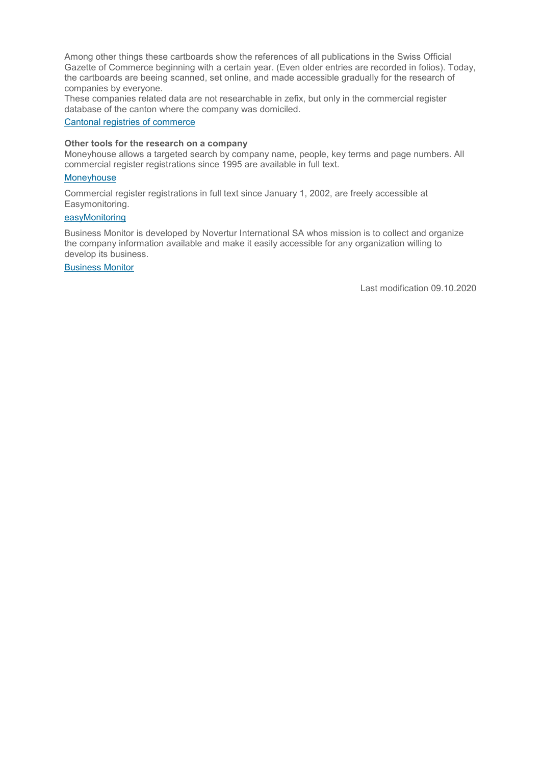Among other things these cartboards show the references of all publications in the Swiss Official Gazette of Commerce beginning with a certain year. (Even older entries are recorded in folios). Today, the cartboards are beeing scanned, set online, and made accessible gradually for the research of companies by everyone.
These companies related data are not researchable in zefix, but only in the commercial register database of the canton where the company was domiciled.

Cantonal registries of commerce

**Other tools for the research on a company**
Moneyhouse allows a targeted search by company name, people, key terms and page numbers. All commercial register registrations since 1995 are available in full text.

Moneyhouse

Commercial register registrations in full text since January 1, 2002, are freely accessible at Easymonitoring.

easyMonitoring

Business Monitor is developed by Novertur International SA whos mission is to collect and organize the company information available and make it easily accessible for any organization willing to develop its business.

Business Monitor

Last modification 09.10.2020